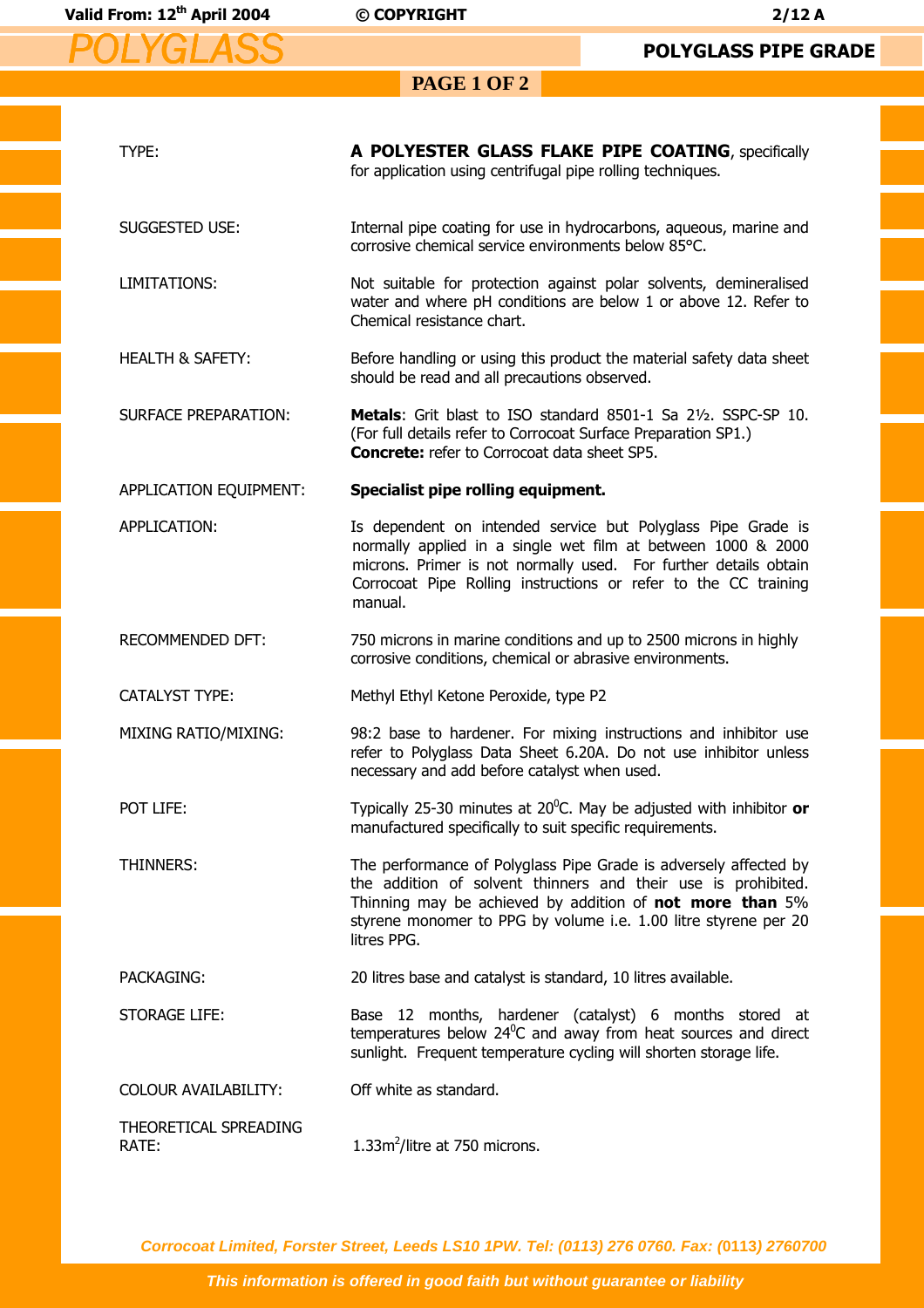# POLYGLASS

## POLYGLASS PIPE GRADE

| | |
|---|---|
| TYPE: | **A POLYESTER GLASS FLAKE PIPE COATING**, specifically for application using centrifugal pipe rolling techniques. |
| SUGGESTED USE: | Internal pipe coating for use in hydrocarbons, aqueous, marine and corrosive chemical service environments below 85°C. |
| LIMITATIONS: | Not suitable for protection against polar solvents, demineralised water and where pH conditions are below 1 or above 12. Refer to Chemical resistance chart. |
| HEALTH & SAFETY: | Before handling or using this product the material safety data sheet should be read and all precautions observed. |
| SURFACE PREPARATION: | **Metals**: Grit blast to ISO standard 8501-1 Sa 2½. SSPC-SP 10. (For full details refer to Corrocoat Surface Preparation SP1.) **Concrete:** refer to Corrocoat data sheet SP5. |
| APPLICATION EQUIPMENT: | **Specialist pipe rolling equipment.** |
| APPLICATION: | Is dependent on intended service but Polyglass Pipe Grade is normally applied in a single wet film at between 1000 & 2000 microns. Primer is not normally used. For further details obtain Corrocoat Pipe Rolling instructions or refer to the CC training manual. |
| RECOMMENDED DFT: | 750 microns in marine conditions and up to 2500 microns in highly corrosive conditions, chemical or abrasive environments. |
| CATALYST TYPE: | Methyl Ethyl Ketone Peroxide, type P2 |
| MIXING RATIO/MIXING: | 98:2 base to hardener. For mixing instructions and inhibitor use refer to Polyglass Data Sheet 6.20A. Do not use inhibitor unless necessary and add before catalyst when used. |
| POT LIFE: | Typically 25-30 minutes at 20°C. May be adjusted with inhibitor **or** manufactured specifically to suit specific requirements. |
| THINNERS: | The performance of Polyglass Pipe Grade is adversely affected by the addition of solvent thinners and their use is prohibited. Thinning may be achieved by addition of **not more than** 5% styrene monomer to PPG by volume i.e. 1.00 litre styrene per 20 litres PPG. |
| PACKAGING: | 20 litres base and catalyst is standard, 10 litres available. |
| STORAGE LIFE: | Base 12 months, hardener (catalyst) 6 months stored at temperatures below 24°C and away from heat sources and direct sunlight. Frequent temperature cycling will shorten storage life. |
| COLOUR AVAILABILITY: | Off white as standard. |
| THEORETICAL SPREADING RATE: | 1.33m$^2$/litre at 750 microns. |

*Corrocoat Limited, Forster Street, Leeds LS10 1PW. Tel: (0113) 276 0760. Fax: (0113) 2760700*

*This information is offered in good faith but without guarantee or liability*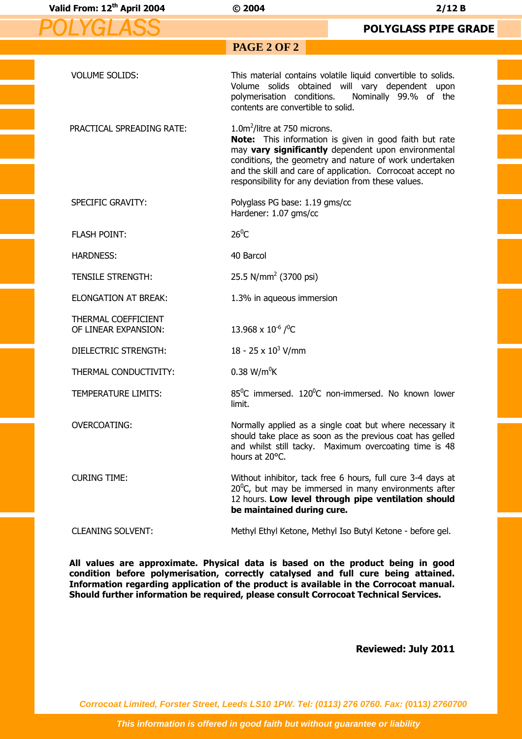| | |
|---|---|
| VOLUME SOLIDS: | This material contains volatile liquid convertible to solids. Volume solids obtained will vary dependent upon polymerisation conditions. Nominally 99.% of the contents are convertible to solid. |
| PRACTICAL SPREADING RATE: | $1.0m^2$/litre at 750 microns. **Note:** This information is given in good faith but rate may **vary significantly** dependent upon environmental conditions, the geometry and nature of work undertaken and the skill and care of application. Corrocoat accept no responsibility for any deviation from these values. |
| SPECIFIC GRAVITY: | Polyglass PG base: 1.19 gms/cc<br>Hardener: 1.07 gms/cc |
| FLASH POINT: | $26^0$C |
| HARDNESS: | 40 Barcol |
| TENSILE STRENGTH: | 25.5 $N/mm^2$ (3700 psi) |
| ELONGATION AT BREAK: | 1.3% in aqueous immersion |
| THERMAL COEFFICIENT OF LINEAR EXPANSION: | $13.968 \times 10^{-6}$ $/^0$C |
| DIELECTRIC STRENGTH: | 18 - 25 x $10^3$ V/mm |
| THERMAL CONDUCTIVITY: | 0.38 $W/m^0K$ |
| TEMPERATURE LIMITS: | $85^0$C immersed. $120^0$C non-immersed. No known lower limit. |
| OVERCOATING: | Normally applied as a single coat but where necessary it should take place as soon as the previous coat has gelled and whilst still tacky. Maximum overcoating time is 48 hours at 20°C. |
| CURING TIME: | Without inhibitor, tack free 6 hours, full cure 3-4 days at $20^0$C, but may be immersed in many environments after 12 hours. **Low level through pipe ventilation should be maintained during cure.** |
| CLEANING SOLVENT: | Methyl Ethyl Ketone, Methyl Iso Butyl Ketone - before gel. |

**All values are approximate. Physical data is based on the product being in good condition before polymerisation, correctly catalysed and full cure being attained. Information regarding application of the product is available in the Corrocoat manual. Should further information be required, please consult Corrocoat Technical Services.**

**Reviewed: July 2011**

*Corrocoat Limited, Forster Street, Leeds LS10 1PW. Tel: (0113) 276 0760. Fax: (0113) 2760700*

*This information is offered in good faith but without guarantee or liability*